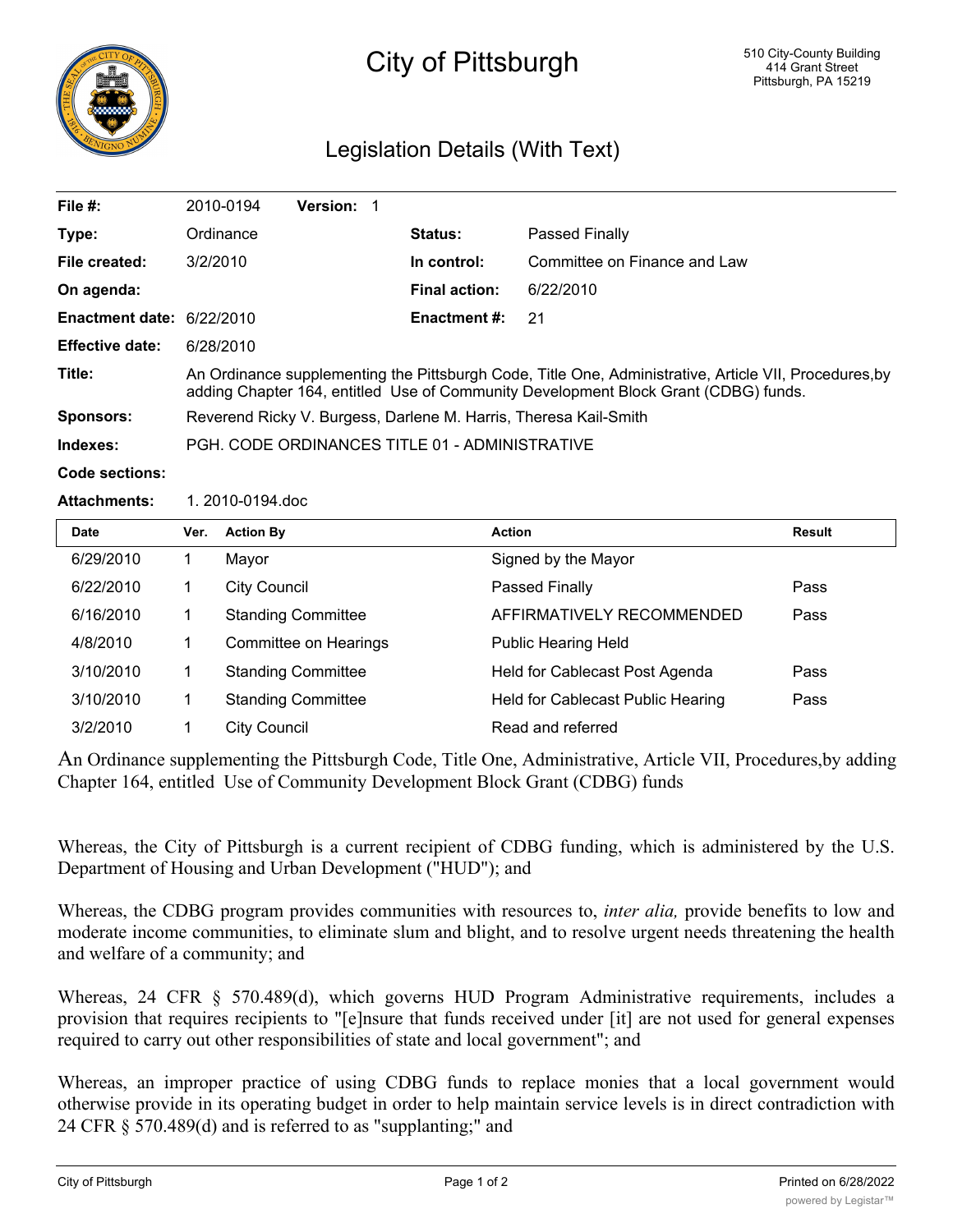# City of Pittsburgh

510 City-County Building
414 Grant Street
Pittsburgh, PA 15219

## Legislation Details (With Text)

| | | | |
|---|---|---|---|
| **File #:** | 2010-0194 **Version:** 1 | | |
| **Type:** | Ordinance | **Status:** | Passed Finally |
| **File created:** | 3/2/2010 | **In control:** | Committee on Finance and Law |
| **On agenda:** | | **Final action:** | 6/22/2010 |
| **Enactment date:** | 6/22/2010 | **Enactment #:** | 21 |
| **Effective date:** | 6/28/2010 | | |

**Title:** An Ordinance supplementing the Pittsburgh Code, Title One, Administrative, Article VII, Procedures,by adding Chapter 164, entitled Use of Community Development Block Grant (CDBG) funds.

**Sponsors:** Reverend Ricky V. Burgess, Darlene M. Harris, Theresa Kail-Smith

**Indexes:** PGH. CODE ORDINANCES TITLE 01 - ADMINISTRATIVE

**Code sections:**

**Attachments:** 1. 2010-0194.doc

| Date | Ver. | Action By | Action | Result |
|---|---|---|---|---|
| 6/29/2010 | 1 | Mayor | Signed by the Mayor | |
| 6/22/2010 | 1 | City Council | Passed Finally | Pass |
| 6/16/2010 | 1 | Standing Committee | AFFIRMATIVELY RECOMMENDED | Pass |
| 4/8/2010 | 1 | Committee on Hearings | Public Hearing Held | |
| 3/10/2010 | 1 | Standing Committee | Held for Cablecast Post Agenda | Pass |
| 3/10/2010 | 1 | Standing Committee | Held for Cablecast Public Hearing | Pass |
| 3/2/2010 | 1 | City Council | Read and referred | |

An Ordinance supplementing the Pittsburgh Code, Title One, Administrative, Article VII, Procedures,by adding Chapter 164, entitled Use of Community Development Block Grant (CDBG) funds

Whereas, the City of Pittsburgh is a current recipient of CDBG funding, which is administered by the U.S. Department of Housing and Urban Development ("HUD"); and

Whereas, the CDBG program provides communities with resources to, *inter alia,* provide benefits to low and moderate income communities, to eliminate slum and blight, and to resolve urgent needs threatening the health and welfare of a community; and

Whereas, 24 CFR § 570.489(d), which governs HUD Program Administrative requirements, includes a provision that requires recipients to "[e]nsure that funds received under [it] are not used for general expenses required to carry out other responsibilities of state and local government"; and

Whereas, an improper practice of using CDBG funds to replace monies that a local government would otherwise provide in its operating budget in order to help maintain service levels is in direct contradiction with 24 CFR § 570.489(d) and is referred to as "supplanting;" and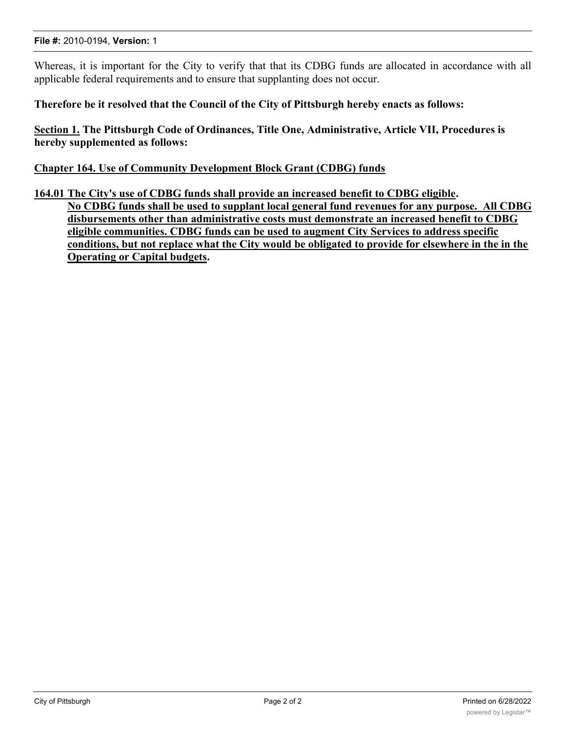Whereas, it is important for the City to verify that that its CDBG funds are allocated in accordance with all applicable federal requirements and to ensure that supplanting does not occur.

**Therefore be it resolved that the Council of the City of Pittsburgh hereby enacts as follows:**

**<u>Section 1.</u> The Pittsburgh Code of Ordinances, Title One, Administrative, Article VII, Procedures is hereby supplemented as follows:**

**<u>Chapter 164. Use of Community Development Block Grant (CDBG) funds</u>**

**<u>164.01 The City's use of CDBG funds shall provide an increased benefit to CDBG eligible</u>.**

**<u>No CDBG funds shall be used to supplant local general fund revenues for any purpose. All CDBG disbursements other than administrative costs must demonstrate an increased benefit to CDBG eligible communities. CDBG funds can be used to augment City Services to address specific conditions, but not replace what the City would be obligated to provide for elsewhere in the in the Operating or Capital budgets</u>.**